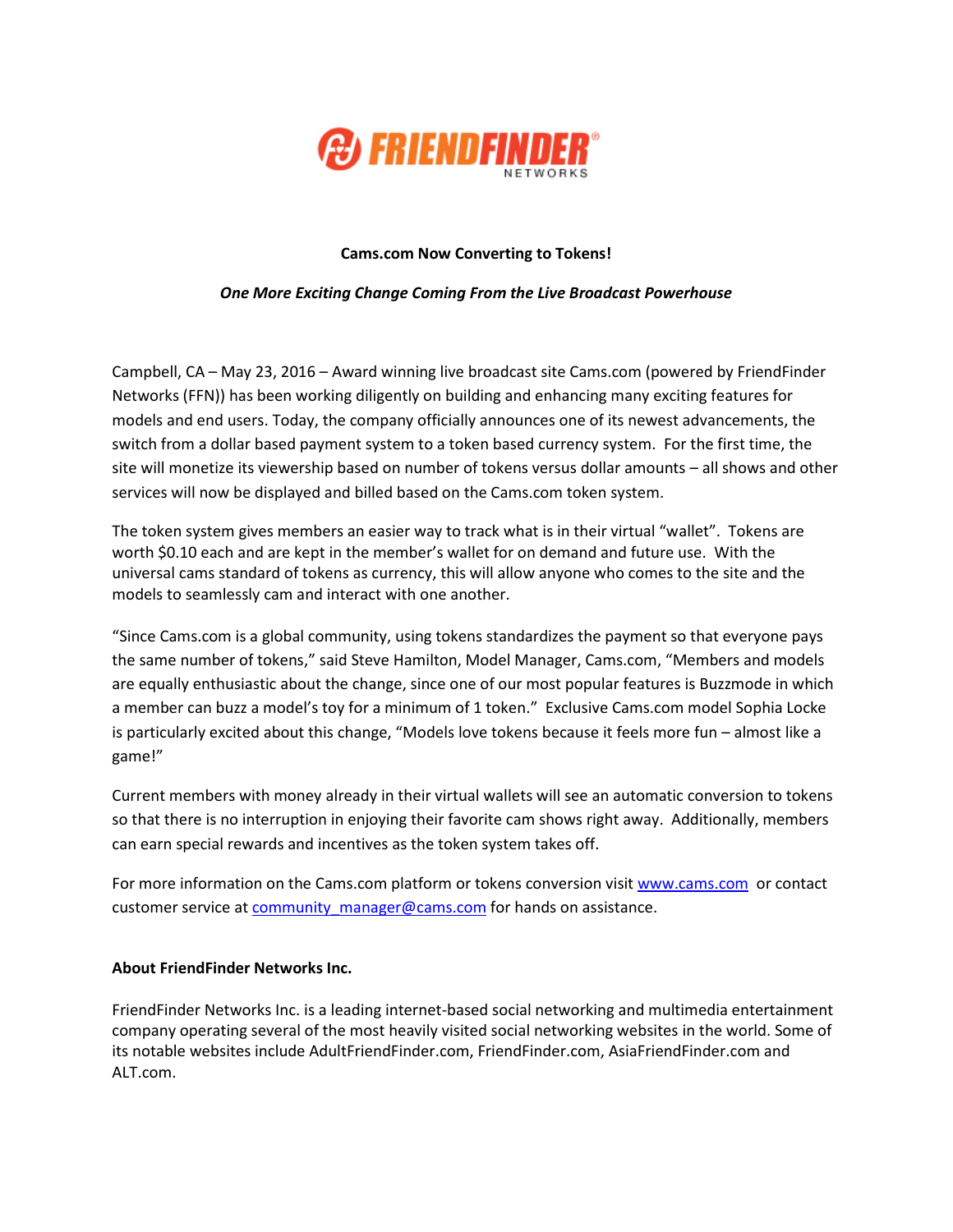**Cams.com Now Converting to Tokens!**

***One More Exciting Change Coming From the Live Broadcast Powerhouse***

Campbell, CA – May 23, 2016 – Award winning live broadcast site Cams.com (powered by FriendFinder Networks (FFN)) has been working diligently on building and enhancing many exciting features for models and end users. Today, the company officially announces one of its newest advancements, the switch from a dollar based payment system to a token based currency system. For the first time, the site will monetize its viewership based on number of tokens versus dollar amounts – all shows and other services will now be displayed and billed based on the Cams.com token system.

The token system gives members an easier way to track what is in their virtual "wallet". Tokens are worth $0.10 each and are kept in the member's wallet for on demand and future use. With the universal cams standard of tokens as currency, this will allow anyone who comes to the site and the models to seamlessly cam and interact with one another.

"Since Cams.com is a global community, using tokens standardizes the payment so that everyone pays the same number of tokens," said Steve Hamilton, Model Manager, Cams.com, "Members and models are equally enthusiastic about the change, since one of our most popular features is Buzzmode in which a member can buzz a model's toy for a minimum of 1 token." Exclusive Cams.com model Sophia Locke is particularly excited about this change, "Models love tokens because it feels more fun – almost like a game!"

Current members with money already in their virtual wallets will see an automatic conversion to tokens so that there is no interruption in enjoying their favorite cam shows right away. Additionally, members can earn special rewards and incentives as the token system takes off.

For more information on the Cams.com platform or tokens conversion visit [www.cams.com](http://www.cams.com) or contact customer service at [community_manager@cams.com](mailto:community_manager@cams.com) for hands on assistance.

**About FriendFinder Networks Inc.**

FriendFinder Networks Inc. is a leading internet-based social networking and multimedia entertainment company operating several of the most heavily visited social networking websites in the world. Some of its notable websites include AdultFriendFinder.com, FriendFinder.com, AsiaFriendFinder.com and ALT.com.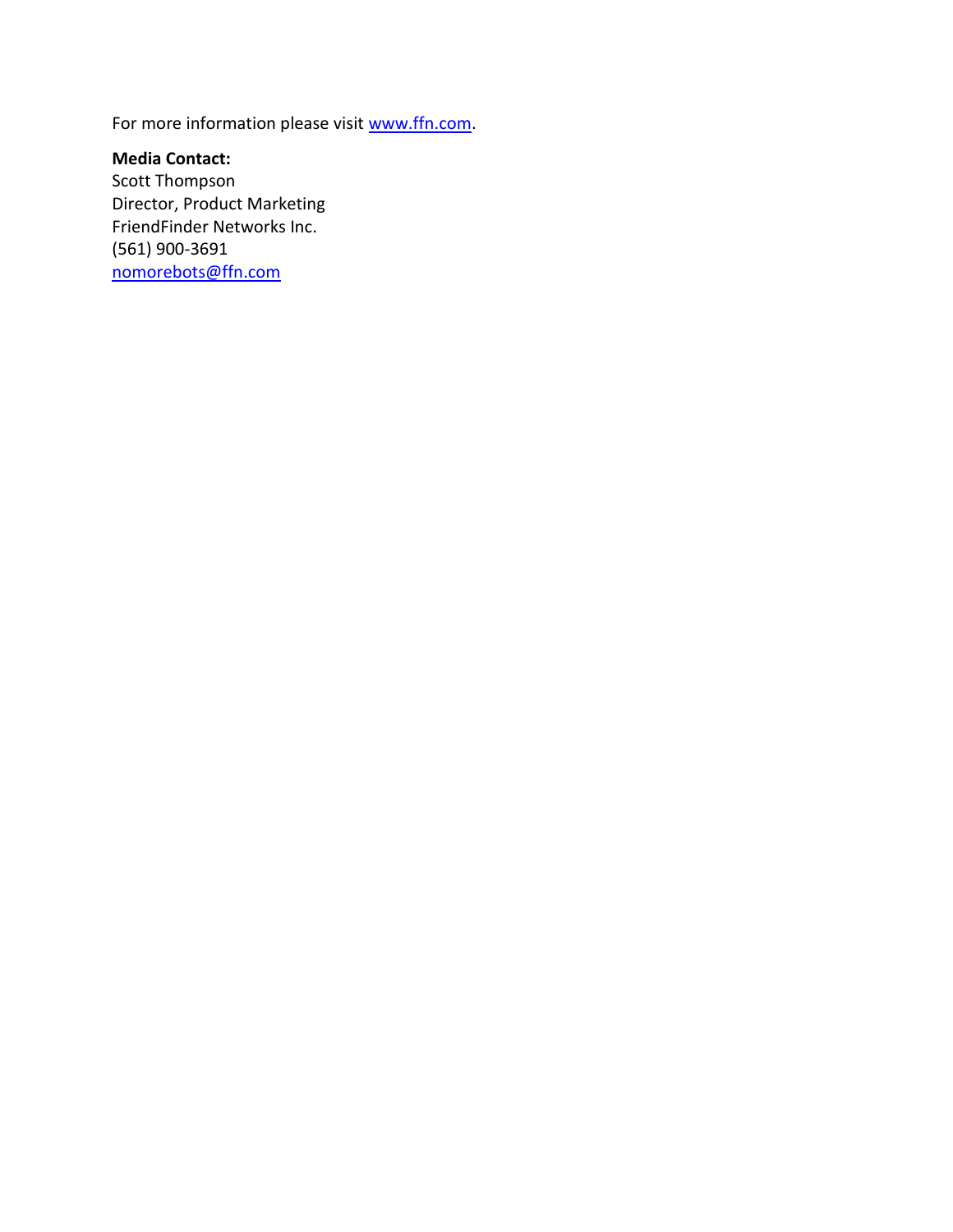For more information please visit www.ffn.com.

**Media Contact:**
Scott Thompson
Director, Product Marketing
FriendFinder Networks Inc.
(561) 900-3691
nomorebots@ffn.com